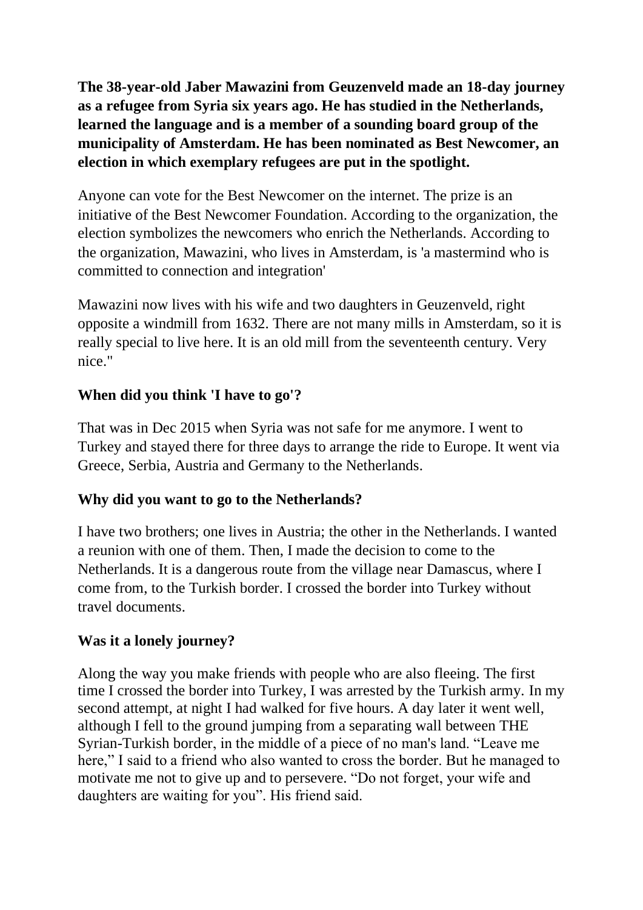**The 38-year-old Jaber Mawazini from Geuzenveld made an 18-day journey as a refugee from Syria six years ago. He has studied in the Netherlands, learned the language and is a member of a sounding board group of the municipality of Amsterdam. He has been nominated as Best Newcomer, an election in which exemplary refugees are put in the spotlight.**

Anyone can vote for the Best Newcomer on the internet. The prize is an initiative of the Best Newcomer Foundation. According to the organization, the election symbolizes the newcomers who enrich the Netherlands. According to the organization, Mawazini, who lives in Amsterdam, is 'a mastermind who is committed to connection and integration'

Mawazini now lives with his wife and two daughters in Geuzenveld, right opposite a windmill from 1632. There are not many mills in Amsterdam, so it is really special to live here. It is an old mill from the seventeenth century. Very nice."

**When did you think 'I have to go'?**

That was in Dec 2015 when Syria was not safe for me anymore. I went to Turkey and stayed there for three days to arrange the ride to Europe. It went via Greece, Serbia, Austria and Germany to the Netherlands.

**Why did you want to go to the Netherlands?**

I have two brothers; one lives in Austria; the other in the Netherlands. I wanted a reunion with one of them. Then, I made the decision to come to the Netherlands. It is a dangerous route from the village near Damascus, where I come from, to the Turkish border. I crossed the border into Turkey without travel documents.

**Was it a lonely journey?**

Along the way you make friends with people who are also fleeing. The first time I crossed the border into Turkey, I was arrested by the Turkish army. In my second attempt, at night I had walked for five hours. A day later it went well, although I fell to the ground jumping from a separating wall between THE Syrian-Turkish border, in the middle of a piece of no man's land. "Leave me here," I said to a friend who also wanted to cross the border. But he managed to motivate me not to give up and to persevere. "Do not forget, your wife and daughters are waiting for you". His friend said.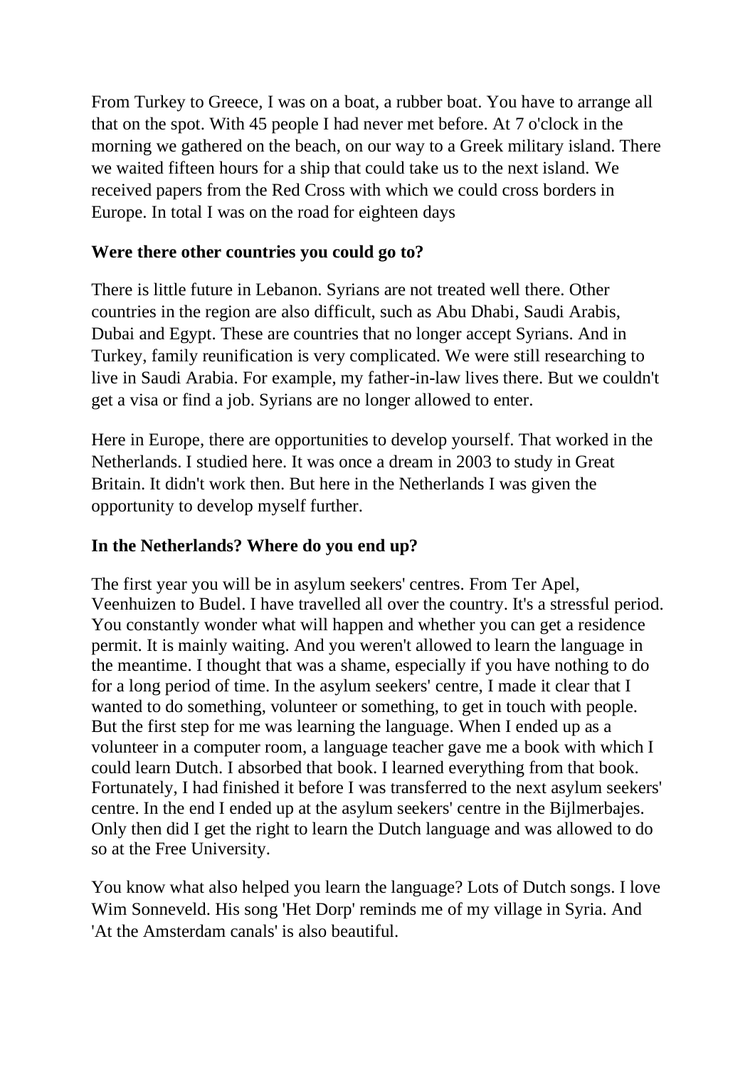From Turkey to Greece, I was on a boat, a rubber boat. You have to arrange all that on the spot. With 45 people I had never met before. At 7 o'clock in the morning we gathered on the beach, on our way to a Greek military island. There we waited fifteen hours for a ship that could take us to the next island. We received papers from the Red Cross with which we could cross borders in Europe. In total I was on the road for eighteen days

**Were there other countries you could go to?**

There is little future in Lebanon. Syrians are not treated well there. Other countries in the region are also difficult, such as Abu Dhabi, Saudi Arabis, Dubai and Egypt. These are countries that no longer accept Syrians. And in Turkey, family reunification is very complicated. We were still researching to live in Saudi Arabia. For example, my father-in-law lives there. But we couldn't get a visa or find a job. Syrians are no longer allowed to enter.

Here in Europe, there are opportunities to develop yourself. That worked in the Netherlands. I studied here. It was once a dream in 2003 to study in Great Britain. It didn't work then. But here in the Netherlands I was given the opportunity to develop myself further.

**In the Netherlands? Where do you end up?**

The first year you will be in asylum seekers' centres. From Ter Apel, Veenhuizen to Budel. I have travelled all over the country. It's a stressful period. You constantly wonder what will happen and whether you can get a residence permit. It is mainly waiting. And you weren't allowed to learn the language in the meantime. I thought that was a shame, especially if you have nothing to do for a long period of time. In the asylum seekers' centre, I made it clear that I wanted to do something, volunteer or something, to get in touch with people. But the first step for me was learning the language. When I ended up as a volunteer in a computer room, a language teacher gave me a book with which I could learn Dutch. I absorbed that book. I learned everything from that book. Fortunately, I had finished it before I was transferred to the next asylum seekers' centre. In the end I ended up at the asylum seekers' centre in the Bijlmerbajes. Only then did I get the right to learn the Dutch language and was allowed to do so at the Free University.

You know what also helped you learn the language? Lots of Dutch songs. I love Wim Sonneveld. His song 'Het Dorp' reminds me of my village in Syria. And 'At the Amsterdam canals' is also beautiful.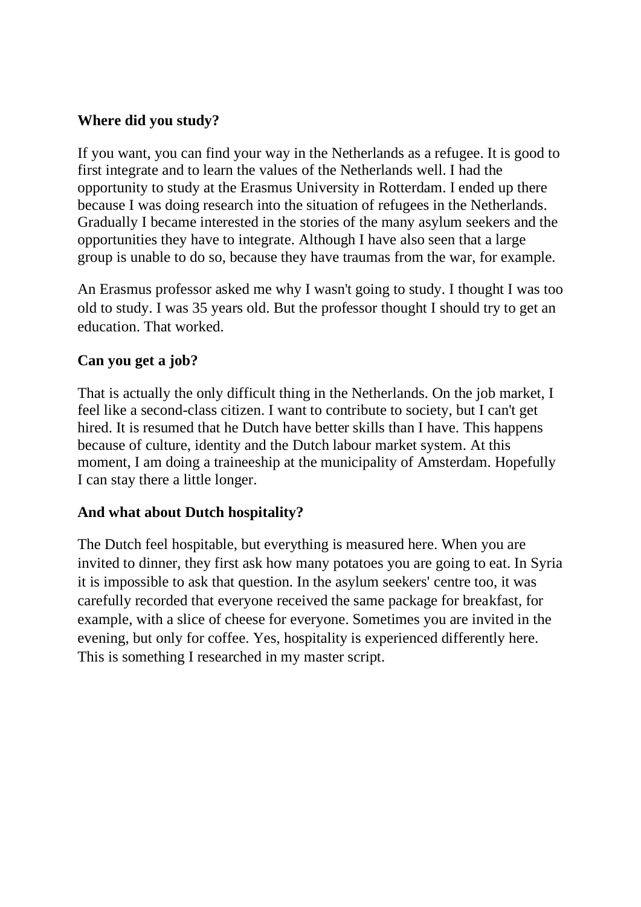**Where did you study?**

If you want, you can find your way in the Netherlands as a refugee. It is good to first integrate and to learn the values of the Netherlands well. I had the opportunity to study at the Erasmus University in Rotterdam. I ended up there because I was doing research into the situation of refugees in the Netherlands. Gradually I became interested in the stories of the many asylum seekers and the opportunities they have to integrate. Although I have also seen that a large group is unable to do so, because they have traumas from the war, for example.

An Erasmus professor asked me why I wasn't going to study. I thought I was too old to study. I was 35 years old. But the professor thought I should try to get an education. That worked.

**Can you get a job?**

That is actually the only difficult thing in the Netherlands. On the job market, I feel like a second-class citizen. I want to contribute to society, but I can't get hired. It is resumed that he Dutch have better skills than I have. This happens because of culture, identity and the Dutch labour market system. At this moment, I am doing a traineeship at the municipality of Amsterdam. Hopefully I can stay there a little longer.

**And what about Dutch hospitality?**

The Dutch feel hospitable, but everything is measured here. When you are invited to dinner, they first ask how many potatoes you are going to eat. In Syria it is impossible to ask that question. In the asylum seekers' centre too, it was carefully recorded that everyone received the same package for breakfast, for example, with a slice of cheese for everyone. Sometimes you are invited in the evening, but only for coffee. Yes, hospitality is experienced differently here. This is something I researched in my master script.